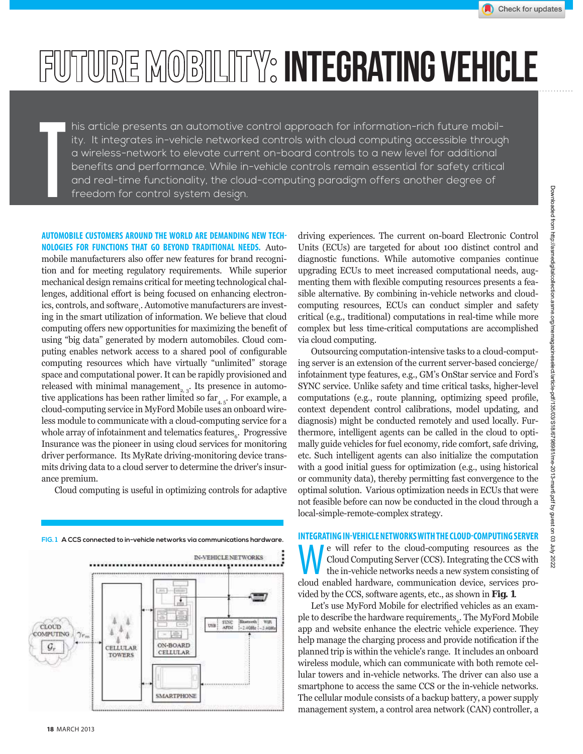# FUTURE MOBILITY: INTEGRATING VEHICLE

This article presents an automotive control approach for information-rich future mobility. It integrates in-vehicle networked controls with cloud computing accessible through a wireless-network to elevate current on-board controls to a new level for additional benefits and performance. While in-vehicle controls remain essential for safety critical and real-time functionality, the cloud-computing paradigm offers another degree of freedom for control system design.

**AUTOMOBILE CUSTOMERS AROUND THE WORLD ARE DEMANDING NEW TECHNOLOGIES FOR FUNCTIONS THAT GO BEYOND TRADITIONAL NEEDS.** Automobile manufacturers also offer new features for brand recognition and for meeting regulatory requirements. While superior mechanical design remains critical for meeting technological challenges, additional effort is being focused on enhancing electronics, controls, and software[1]. Automotive manufacturers are investing in the smart utilization of information. We believe that cloud computing offers new opportunities for maximizing the benefit of using "big data" generated by modern automobiles. Cloud computing enables network access to a shared pool of configurable computing resources which have virtually "unlimited" storage space and computational power. It can be rapidly provisioned and released with minimal management[2, 3]. Its presence in automotive applications has been rather limited so far[4, 5]. For example, a cloud-computing service in MyFord Mobile uses an onboard wireless module to communicate with a cloud-computing service for a whole array of infotainment and telematics features[6]. Progressive Insurance was the pioneer in using cloud services for monitoring driver performance. Its MyRate driving-monitoring device transmits driving data to a cloud server to determine the driver's insurance premium.

Cloud computing is useful in optimizing controls for adaptive driving experiences. The current on-board Electronic Control Units (ECUs) are targeted for about 100 distinct control and diagnostic functions. While automotive companies continue upgrading ECUs to meet increased computational needs, augmenting them with flexible computing resources presents a feasible alternative. By combining in-vehicle networks and cloud-computing resources, ECUs can conduct simpler and safety critical (e.g., traditional) computations in real-time while more complex but less time-critical computations are accomplished via cloud computing.

Outsourcing computation-intensive tasks to a cloud-computing server is an extension of the current server-based concierge/infotainment type features, e.g., GM's OnStar service and Ford's SYNC service. Unlike safety and time critical tasks, higher-level computations (e.g., route planning, optimizing speed profile, context dependent control calibrations, model updating, and diagnosis) might be conducted remotely and used locally. Furthermore, intelligent agents can be called in the cloud to optimally guide vehicles for fuel economy, ride comfort, safe driving, etc. Such intelligent agents can also initialize the computation with a good initial guess for optimization (e.g., using historical or community data), thereby permitting fast convergence to the optimal solution. Various optimization needs in ECUs that were not feasible before can now be conducted in the cloud through a local-simple-remote-complex strategy.

**FIG. 1** A CCS connected to in-vehicle networks via communications hardware.

## INTEGRATING IN-VEHICLE NETWORKS WITH THE CLOUD-COMPUTING SERVER

We will refer to the cloud-computing resources as the Cloud Computing Server (CCS). Integrating the CCS with the in-vehicle networks needs a new system consisting of cloud enabled hardware, communication device, services provided by the CCS, software agents, etc., as shown in **Fig. 1**.

Let's use MyFord Mobile for electrified vehicles as an example to describe the hardware requirements[6]. The MyFord Mobile app and website enhance the electric vehicle experience. They help manage the charging process and provide notification if the planned trip is within the vehicle's range. It includes an onboard wireless module, which can communicate with both remote cellular towers and in-vehicle networks. The driver can also use a smartphone to access the same CCS or the in-vehicle networks. The cellular module consists of a backup battery, a power supply management system, a control area network (CAN) controller, a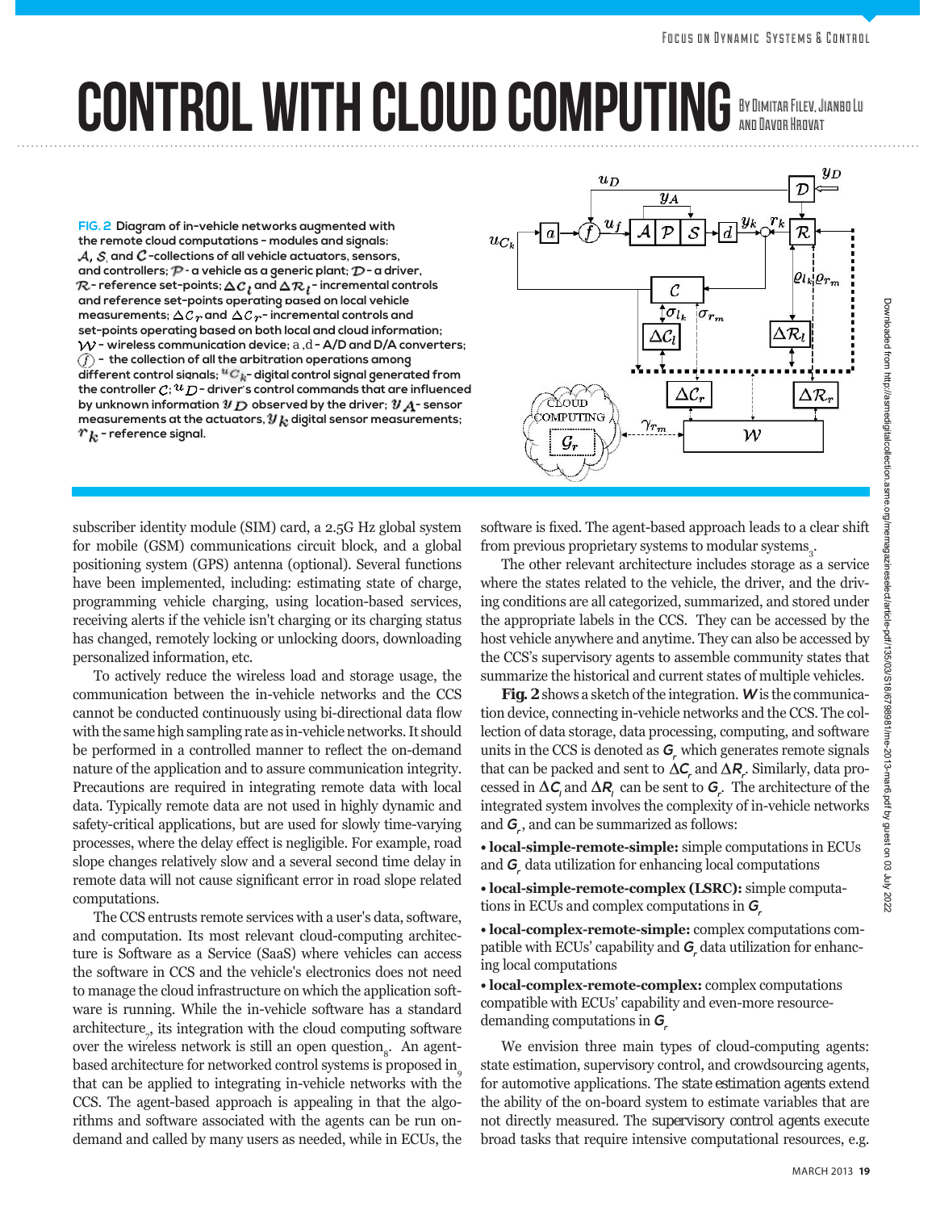# CONTROL WITH CLOUD COMPUTING

By Dimitar Filev, Jianbo Lu and Davor Hrovat

**FIG. 2** Diagram of in-vehicle networks augmented with the remote cloud computations - modules and signals: $\mathcal{A}$, $\mathcal{S}$, and $\mathcal{C}$ -collections of all vehicle actuators, sensors, and controllers; $\mathcal{P}$ - a vehicle as a generic plant; $\mathcal{D}$ - a driver, $\mathcal{R}$ - reference set-points; $\Delta\mathcal{C}_l$ and $\Delta\mathcal{R}_l$ - incremental controls and reference set-points operating based on local vehicle measurements; $\Delta\mathcal{C}_r$ and $\Delta\mathcal{C}_r$ - incremental controls and set-points operating based on both local and cloud information; $\mathcal{W}$ - wireless communication device; a ,d - A/D and D/A converters; ⓕ - the collection of all the arbitration operations among different control signals; $u_{C_k}$ - digital control signal generated from the controller $\mathcal{C}$; $u_{\mathcal{D}}$ - driver's control commands that are influenced by unknown information $y_{\mathcal{D}}$ observed by the driver; $y_{\mathcal{A}}$ - sensor measurements at the actuators, $y_k$ digital sensor measurements; $r_k$ - reference signal.

subscriber identity module (SIM) card, a 2.5G Hz global system for mobile (GSM) communications circuit block, and a global positioning system (GPS) antenna (optional). Several functions have been implemented, including: estimating state of charge, programming vehicle charging, using location-based services, receiving alerts if the vehicle isn't charging or its charging status has changed, remotely locking or unlocking doors, downloading personalized information, etc.

To actively reduce the wireless load and storage usage, the communication between the in-vehicle networks and the CCS cannot be conducted continuously using bi-directional data flow with the same high sampling rate as in-vehicle networks. It should be performed in a controlled manner to reflect the on-demand nature of the application and to assure communication integrity. Precautions are required in integrating remote data with local data. Typically remote data are not used in highly dynamic and safety-critical applications, but are used for slowly time-varying processes, where the delay effect is negligible. For example, road slope changes relatively slow and a several second time delay in remote data will not cause significant error in road slope related computations.

The CCS entrusts remote services with a user's data, software, and computation. Its most relevant cloud-computing architecture is Software as a Service (SaaS) where vehicles can access the software in CCS and the vehicle's electronics does not need to manage the cloud infrastructure on which the application software is running. While the in-vehicle software has a standard architecture[7], its integration with the cloud computing software over the wireless network is still an open question[8]. An agent-based architecture for networked control systems is proposed in[9] that can be applied to integrating in-vehicle networks with the CCS. The agent-based approach is appealing in that the algorithms and software associated with the agents can be run on-demand and called by many users as needed, while in ECUs, the software is fixed. The agent-based approach leads to a clear shift from previous proprietary systems to modular systems[3].

The other relevant architecture includes storage as a service where the states related to the vehicle, the driver, and the driving conditions are all categorized, summarized, and stored under the appropriate labels in the CCS. They can be accessed by the host vehicle anywhere and anytime. They can also be accessed by the CCS's supervisory agents to assemble community states that summarize the historical and current states of multiple vehicles.

**Fig. 2** shows a sketch of the integration. $\boldsymbol{W}$ is the communication device, connecting in-vehicle networks and the CCS. The collection of data storage, data processing, computing, and software units in the CCS is denoted as $\boldsymbol{G}_r$ which generates remote signals that can be packed and sent to $\Delta\boldsymbol{C}_r$ and $\Delta\boldsymbol{R}_r$. Similarly, data processed in $\Delta\boldsymbol{C}_l$ and $\Delta\boldsymbol{R}_l$ can be sent to $\boldsymbol{G}_r$. The architecture of the integrated system involves the complexity of in-vehicle networks and $\boldsymbol{G}_r$, and can be summarized as follows:

- **local-simple-remote-simple:** simple computations in ECUs and $\boldsymbol{G}_r$ data utilization for enhancing local computations
- **local-simple-remote-complex (LSRC):** simple computations in ECUs and complex computations in $\boldsymbol{G}_r$
- **local-complex-remote-simple:** complex computations compatible with ECUs' capability and $\boldsymbol{G}_r$ data utilization for enhancing local computations
- **local-complex-remote-complex:** complex computations compatible with ECUs' capability and even-more resource-demanding computations in $\boldsymbol{G}_r$

We envision three main types of cloud-computing agents: state estimation, supervisory control, and crowdsourcing agents, for automotive applications. The state estimation agents extend the ability of the on-board system to estimate variables that are not directly measured. The supervisory control agents execute broad tasks that require intensive computational resources, e.g.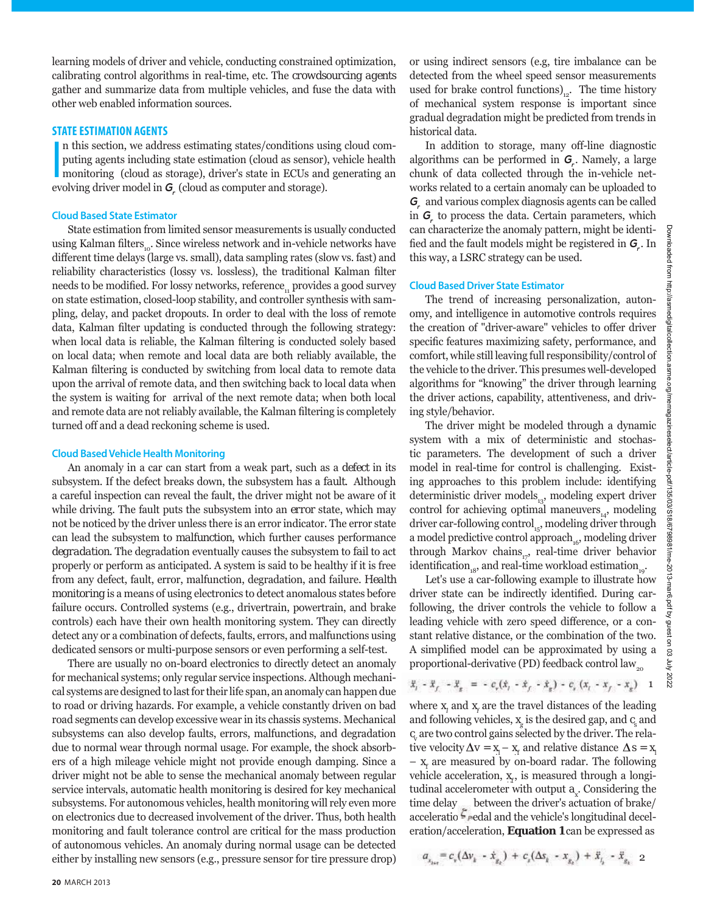learning models of driver and vehicle, conducting constrained optimization, calibrating control algorithms in real-time, etc. The crowdsourcing agents gather and summarize data from multiple vehicles, and fuse the data with other web enabled information sources.

## STATE ESTIMATION AGENTS

In this section, we address estimating states/conditions using cloud computing agents including state estimation (cloud as sensor), vehicle health monitoring (cloud as storage), driver's state in ECUs and generating an evolving driver model in $G_r$ (cloud as computer and storage).

### Cloud Based State Estimator

State estimation from limited sensor measurements is usually conducted using Kalman filters[10]. Since wireless network and in-vehicle networks have different time delays (large vs. small), data sampling rates (slow vs. fast) and reliability characteristics (lossy vs. lossless), the traditional Kalman filter needs to be modified. For lossy networks, reference[11] provides a good survey on state estimation, closed-loop stability, and controller synthesis with sampling, delay, and packet dropouts. In order to deal with the loss of remote data, Kalman filter updating is conducted through the following strategy: when local data is reliable, the Kalman filtering is conducted solely based on local data; when remote and local data are both reliably available, the Kalman filtering is conducted by switching from local data to remote data upon the arrival of remote data, and then switching back to local data when the system is waiting for arrival of the next remote data; when both local and remote data are not reliably available, the Kalman filtering is completely turned off and a dead reckoning scheme is used.

### Cloud Based Vehicle Health Monitoring

An anomaly in a car can start from a weak part, such as a defect in its subsystem. If the defect breaks down, the subsystem has a fault. Although a careful inspection can reveal the fault, the driver might not be aware of it while driving. The fault puts the subsystem into an error state, which may not be noticed by the driver unless there is an error indicator. The error state can lead the subsystem to malfunction, which further causes performance degradation. The degradation eventually causes the subsystem to fail to act properly or perform as anticipated. A system is said to be healthy if it is free from any defect, fault, error, malfunction, degradation, and failure. Health monitoring is a means of using electronics to detect anomalous states before failure occurs. Controlled systems (e.g., drivertrain, powertrain, and brake controls) each have their own health monitoring system. They can directly detect any or a combination of defects, faults, errors, and malfunctions using dedicated sensors or multi-purpose sensors or even performing a self-test.

There are usually no on-board electronics to directly detect an anomaly for mechanical systems; only regular service inspections. Although mechanical systems are designed to last for their life span, an anomaly can happen due to road or driving hazards. For example, a vehicle constantly driven on bad road segments can develop excessive wear in its chassis systems. Mechanical subsystems can also develop faults, errors, malfunctions, and degradation due to normal wear through normal usage. For example, the shock absorbers of a high mileage vehicle might not provide enough damping. Since a driver might not be able to sense the mechanical anomaly between regular service intervals, automatic health monitoring is desired for key mechanical subsystems. For autonomous vehicles, health monitoring will rely even more on electronics due to decreased involvement of the driver. Thus, both health monitoring and fault tolerance control are critical for the mass production of autonomous vehicles. An anomaly during normal usage can be detected either by installing new sensors (e.g., pressure sensor for tire pressure drop) or using indirect sensors (e.g, tire imbalance can be detected from the wheel speed sensor measurements used for brake control functions)[12]. The time history of mechanical system response is important since gradual degradation might be predicted from trends in historical data.

In addition to storage, many off-line diagnostic algorithms can be performed in $G_r$. Namely, a large chunk of data collected through the in-vehicle networks related to a certain anomaly can be uploaded to $G_r$ and various complex diagnosis agents can be called in $G_r$ to process the data. Certain parameters, which can characterize the anomaly pattern, might be identified and the fault models might be registered in $G_r$. In this way, a LSRC strategy can be used.

### Cloud Based Driver State Estimator

The trend of increasing personalization, autonomy, and intelligence in automotive controls requires the creation of "driver-aware" vehicles to offer driver specific features maximizing safety, performance, and comfort, while still leaving full responsibility/control of the vehicle to the driver. This presumes well-developed algorithms for "knowing" the driver through learning the driver actions, capability, attentiveness, and driving style/behavior.

The driver might be modeled through a dynamic system with a mix of deterministic and stochastic parameters. The development of such a driver model in real-time for control is challenging. Existing approaches to this problem include: identifying deterministic driver models[13], modeling expert driver control for achieving optimal maneuvers[14], modeling driver car-following control[15], modeling driver through a model predictive control approach[16], modeling driver through Markov chains[17], real-time driver behavior identification[18], and real-time workload estimation[19].

Let's use a car-following example to illustrate how driver state can be indirectly identified. During car-following, the driver controls the vehicle to follow a leading vehicle with zero speed difference, or a constant relative distance, or the combination of the two. A simplified model can be approximated by using a proportional-derivative (PD) feedback control law[20]

$$\ddot{x}_l - \ddot{x}_f - \ddot{x}_g = -c_v(\dot{x}_l - \dot{x}_f - \dot{x}_g) - c_s(x_l - x_f - x_g) \quad 1$$

where $x_l$ and $x_f$ are the travel distances of the leading and following vehicles, $x_g$ is the desired gap, and $c_s$ and $c_v$ are two control gains selected by the driver. The relative velocity $\Delta v = \dot{x}_l - \dot{x}_f$ and relative distance $\Delta s = x_l - x_f$ are measured by on-board radar. The following vehicle acceleration, $\ddot{x}_f$, is measured through a longitudinal accelerometer with output $a_x$. Considering the time delay $\zeta$ between the driver's actuation of brake/acceleration pedal and the vehicle's longitudinal deceleration/acceleration, **Equation 1** can be expressed as

$$a_{x_{k+\zeta}} = c_v(\Delta v_k - \dot{x}_{g_k}) + c_s(\Delta s_k - x_{g_k}) + \ddot{x}_{l_k} - \ddot{x}_{g_k} \quad 2$$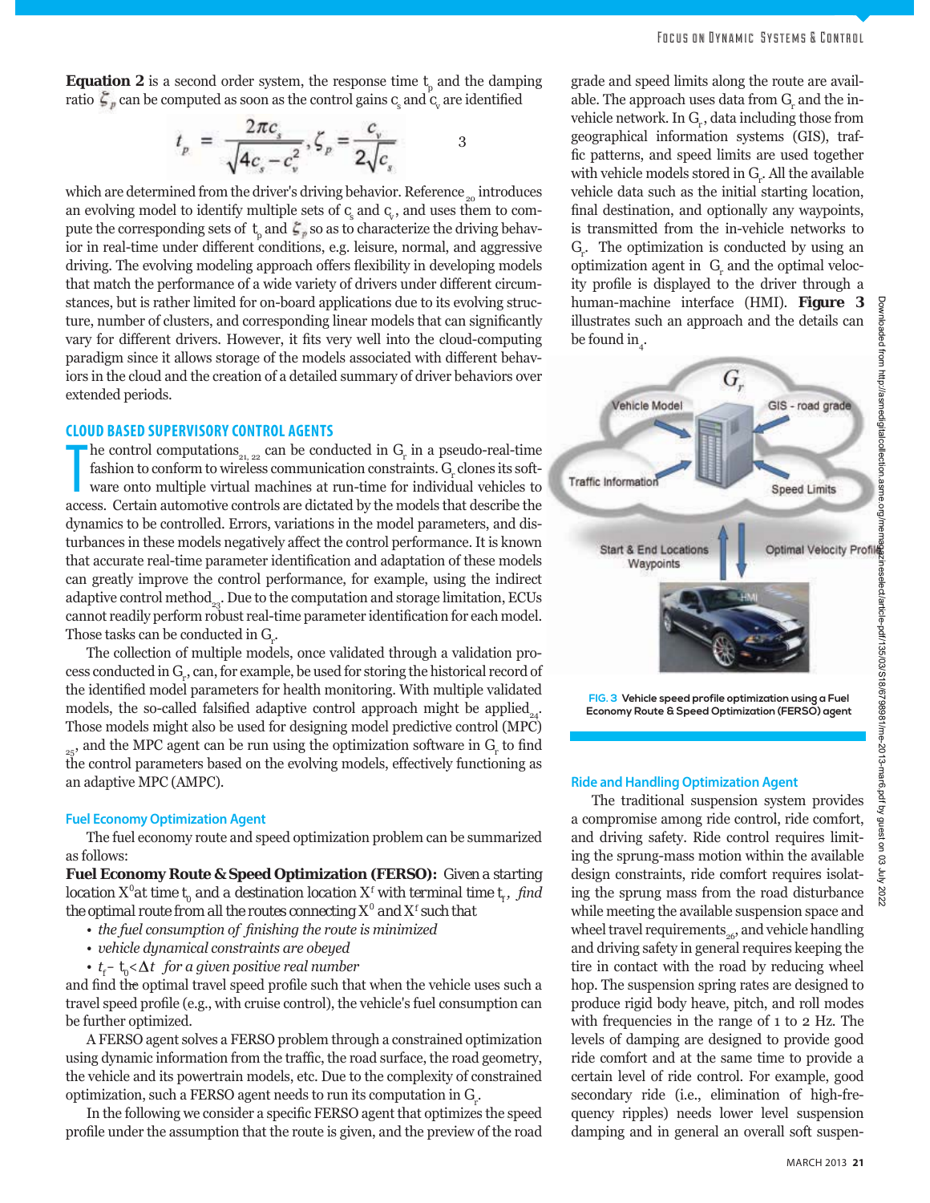**Equation 2** is a second order system, the response time $t_p$ and the damping ratio $\zeta_p$ can be computed as soon as the control gains $c_s$ and $c_v$ are identified

$$t_p = \frac{2\pi c_s}{\sqrt{4c_s - c_v^2}}, \zeta_p = \frac{c_v}{2\sqrt{c_s}} \qquad 3$$

which are determined from the driver's driving behavior. Reference [20] introduces an evolving model to identify multiple sets of $c_s$ and $c_v$, and uses them to compute the corresponding sets of $t_p$ and $\zeta_p$ so as to characterize the driving behavior in real-time under different conditions, e.g. leisure, normal, and aggressive driving. The evolving modeling approach offers flexibility in developing models that match the performance of a wide variety of drivers under different circumstances, but is rather limited for on-board applications due to its evolving structure, number of clusters, and corresponding linear models that can significantly vary for different drivers. However, it fits very well into the cloud-computing paradigm since it allows storage of the models associated with different behaviors in the cloud and the creation of a detailed summary of driver behaviors over extended periods.

## CLOUD BASED SUPERVISORY CONTROL AGENTS

The control computations [21, 22] can be conducted in $G_r$ in a pseudo-real-time fashion to conform to wireless communication constraints. $G_r$ clones its software onto multiple virtual machines at run-time for individual vehicles to access. Certain automotive controls are dictated by the models that describe the dynamics to be controlled. Errors, variations in the model parameters, and disturbances in these models negatively affect the control performance. It is known that accurate real-time parameter identification and adaptation of these models can greatly improve the control performance, for example, using the indirect adaptive control method [23]. Due to the computation and storage limitation, ECUs cannot readily perform robust real-time parameter identification for each model. Those tasks can be conducted in $G_r$.

The collection of multiple models, once validated through a validation process conducted in $G_r$, can, for example, be used for storing the historical record of the identified model parameters for health monitoring. With multiple validated models, the so-called falsified adaptive control approach might be applied [24]. Those models might also be used for designing model predictive control (MPC) [25], and the MPC agent can be run using the optimization software in $G_r$ to find the control parameters based on the evolving models, effectively functioning as an adaptive MPC (AMPC).

### Fuel Economy Optimization Agent

The fuel economy route and speed optimization problem can be summarized as follows:

**Fuel Economy Route & Speed Optimization (FERSO):** Given a starting location $X^0$ at time $t_0$ and a destination location $X^f$ with terminal time $t_f$, *find* the optimal route from all the routes connecting $X^0$ and $X^f$ such that

- *the fuel consumption of finishing the route is minimized*
- *vehicle dynamical constraints are obeyed*
- $t_f - t_0 < \Delta t$ *for a given positive real number*

and find the optimal travel speed profile such that when the vehicle uses such a travel speed profile (e.g., with cruise control), the vehicle's fuel consumption can be further optimized.

A FERSO agent solves a FERSO problem through a constrained optimization using dynamic information from the traffic, the road surface, the road geometry, the vehicle and its powertrain models, etc. Due to the complexity of constrained optimization, such a FERSO agent needs to run its computation in $G_r$.

In the following we consider a specific FERSO agent that optimizes the speed profile under the assumption that the route is given, and the preview of the road grade and speed limits along the route are available. The approach uses data from $G_r$ and the in-vehicle network. In $G_r$, data including those from geographical information systems (GIS), traffic patterns, and speed limits are used together with vehicle models stored in $G_r$. All the available vehicle data such as the initial starting location, final destination, and optionally any waypoints, is transmitted from the in-vehicle networks to $G_r$. The optimization is conducted by using an optimization agent in $G_r$ and the optimal velocity profile is displayed to the driver through a human-machine interface (HMI). **Figure 3** illustrates such an approach and the details can be found in [4].

FIG. 3 Vehicle speed profile optimization using a Fuel Economy Route & Speed Optimization (FERSO) agent

### Ride and Handling Optimization Agent

The traditional suspension system provides a compromise among ride control, ride comfort, and driving safety. Ride control requires limiting the sprung-mass motion within the available design constraints, ride comfort requires isolating the sprung mass from the road disturbance while meeting the available suspension space and wheel travel requirements [26], and vehicle handling and driving safety in general requires keeping the tire in contact with the road by reducing wheel hop. The suspension spring rates are designed to produce rigid body heave, pitch, and roll modes with frequencies in the range of 1 to 2 Hz. The levels of damping are designed to provide good ride comfort and at the same time to provide a certain level of ride control. For example, good secondary ride (i.e., elimination of high-frequency ripples) needs lower level suspension damping and in general an overall soft suspen-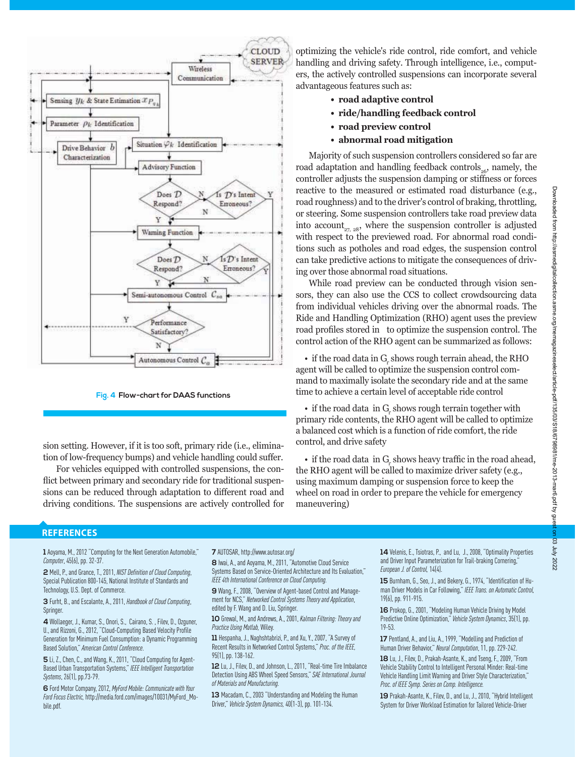Fig. 4 Flow-chart for DAAS functions

sion setting. However, if it is too soft, primary ride (i.e., elimination of low-frequency bumps) and vehicle handling could suffer.

For vehicles equipped with controlled suspensions, the conflict between primary and secondary ride for traditional suspensions can be reduced through adaptation to different road and driving conditions. The suspensions are actively controlled for optimizing the vehicle's ride control, ride comfort, and vehicle handling and driving safety. Through intelligence, i.e., computers, the actively controlled suspensions can incorporate several advantageous features such as:

- **road adaptive control**
- **ride/handling feedback control**
- **road preview control**
- **abnormal road mitigation**

Majority of such suspension controllers considered so far are road adaptation and handling feedback controls[26], namely, the controller adjusts the suspension damping or stiffness or forces reactive to the measured or estimated road disturbance (e.g., road roughness) and to the driver's control of braking, throttling, or steering. Some suspension controllers take road preview data into account[27, 28], where the suspension controller is adjusted with respect to the previewed road. For abnormal road conditions such as potholes and road edges, the suspension control can take predictive actions to mitigate the consequences of driving over those abnormal road situations.

While road preview can be conducted through vision sensors, they can also use the CCS to collect crowdsourcing data from individual vehicles driving over the abnormal roads. The Ride and Handling Optimization (RHO) agent uses the preview road profiles stored in to optimize the suspension control. The control action of the RHO agent can be summarized as follows:

- if the road data in $G_r$ shows rough terrain ahead, the RHO agent will be called to optimize the suspension control command to maximally isolate the secondary ride and at the same time to achieve a certain level of acceptable ride control
- if the road data in $G_r$ shows rough terrain together with primary ride contents, the RHO agent will be called to optimize a balanced cost which is a function of ride comfort, the ride control, and drive safety
- if the road data in $G_r$ shows heavy traffic in the road ahead, the RHO agent will be called to maximize driver safety (e.g., using maximum damping or suspension force to keep the wheel on road in order to prepare the vehicle for emergency maneuvering)

## REFERENCES

**1** Aoyama, M., 2012 "Computing for the Next Generation Automobile," *Computer*, 45(6), pp. 32-37.

**2** Mell, P., and Grance, T., 2011, *NIST Definition of Cloud Computing*, Special Publication 800-145, National Institute of Standards and Technology, U.S. Dept. of Commerce.

**3** Furht, B., and Escalante, A., 2011, *Handbook of Cloud Computing*, Springer.

**4** Wollaeger, J., Kumar, S., Onori, S., Cairano, S. , Filev, D., Ozguner, U., and Rizzoni, G., 2012, "Cloud-Computing Based Velocity Profile Generation for Minimum Fuel Consumption: a Dynamic Programming Based Solution," *American Control Conference*.

**5** Li, Z., Chen, C., and Wang, K., 2011, "Cloud Computing for Agent-Based Urban Transportation Systems," *IEEE Intelligent Transportation Systems*, 26(1), pp.73-79.

**6** Ford Motor Company, 2012, *MyFord Mobile: Communicate with Your Ford Focus Electric*, http://media.ford.com/images/10031/MyFord_Mobile.pdf.

**7** AUTOSAR, http://www.autosar.org/

**8** Iwai, A., and Aoyama, M., 2011, "Automotive Cloud Service Systems Based on Service-Oriented Architecture and Its Evaluation," *IEEE 4th International Conference on Cloud Computing*.

**9** Wang, F., 2008, "Overview of Agent-based Control and Management for NCS," *Networked Control Systems Theory and Application*, edited by F. Wang and D. Liu, Springer.

**10** Grewal, M., and Andrews, A., 2001, *Kalman Filtering: Theory and Practice Using Matlab*, Wiley.

**11** Hespanha, J., Naghshtabrizi, P., and Xu, Y., 2007, "A Survey of Recent Results in Networked Control Systems," *Proc. of the IEEE*, 95(1), pp. 138-162.

**12** Lu, J., Filev, D., and Johnson, L., 2011, "Real-time Tire Imbalance Detection Using ABS Wheel Speed Sensors," *SAE International Journal of Materials and Manufacturing*.

**13** Macadam, C., 2003 "Understanding and Modeling the Human Driver," *Vehicle System Dynamics*, 40(1-3), pp. 101-134.

**14** Velenis, E., Tsiotras, P., and Lu, J., 2008, "Optimality Properties and Driver Input Parameterization for Trail-braking Cornering," *European J. of Control*, 14(4).

**15** Burnham, G., Seo, J., and Bekery, G., 1974, "Identification of Human Driver Models in Car Following," *IEEE Trans. on Automatic Control*, 19(6), pp. 911-915.

**16** Prokop, G., 2001, "Modeling Human Vehicle Driving by Model Predictive Online Optimization," *Vehicle System Dynamics*, 35(1), pp. 19-53.

**17** Pentland, A., and Liu, A., 1999, "Modelling and Prediction of Human Driver Behavior," *Neural Computation*, 11, pp. 229-242.

**18** Lu, J., Filev, D., Prakah-Asante, K., and Tseng, F., 2009, "From Vehicle Stability Control to Intelligent Personal Minder: Real-time Vehicle Handling Limit Warning and Driver Style Characterization," *Proc. of IEEE Symp. Series on Comp. Intelligence*.

**19** Prakah-Asante, K., Filev, D., and Lu, J., 2010, "Hybrid Intelligent System for Driver Workload Estimation for Tailored Vehicle-Driver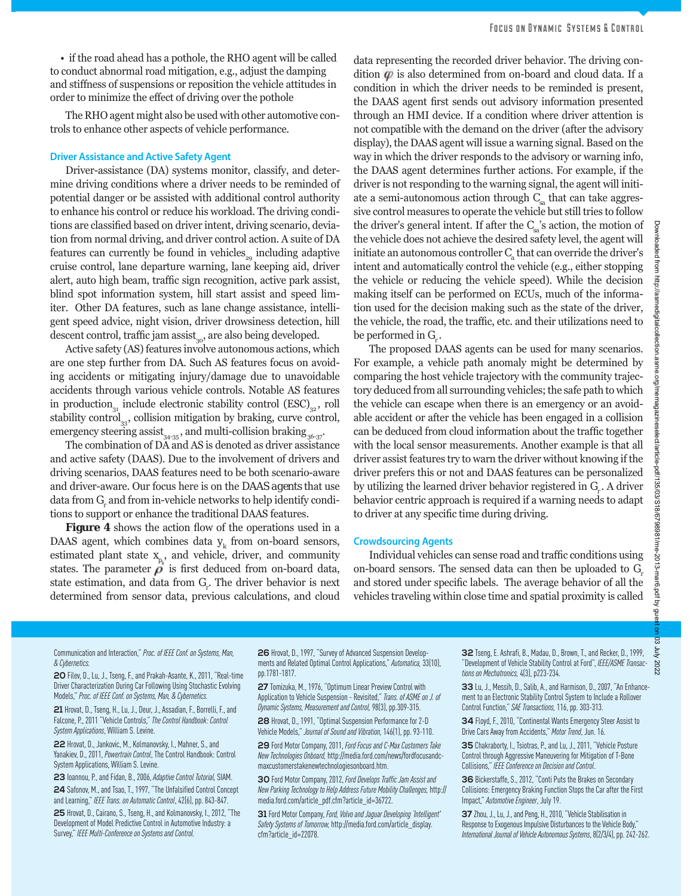• if the road ahead has a pothole, the RHO agent will be called to conduct abnormal road mitigation, e.g., adjust the damping and stiffness of suspensions or reposition the vehicle attitudes in order to minimize the effect of driving over the pothole

The RHO agent might also be used with other automotive controls to enhance other aspects of vehicle performance.

### Driver Assistance and Active Safety Agent

Driver-assistance (DA) systems monitor, classify, and determine driving conditions where a driver needs to be reminded of potential danger or be assisted with additional control authority to enhance his control or reduce his workload. The driving conditions are classified based on driver intent, driving scenario, deviation from normal driving, and driver control action. A suite of DA features can currently be found in vehicles[29] including adaptive cruise control, lane departure warning, lane keeping aid, driver alert, auto high beam, traffic sign recognition, active park assist, blind spot information system, hill start assist and speed limiter. Other DA features, such as lane change assistance, intelligent speed advice, night vision, driver drowsiness detection, hill descent control, traffic jam assist[30], are also being developed.

Active safety (AS) features involve autonomous actions, which are one step further from DA. Such AS features focus on avoiding accidents or mitigating injury/damage due to unavoidable accidents through various vehicle controls. Notable AS features in production[31] include electronic stability control (ESC)[32], roll stability control[33], collision mitigation by braking, curve control, emergency steering assist[34-35], and multi-collision braking[36-37].

The combination of DA and AS is denoted as driver assistance and active safety (DAAS). Due to the involvement of drivers and driving scenarios, DAAS features need to be both scenario-aware and driver-aware. Our focus here is on the DAAS agents that use data from $G_r$ and from in-vehicle networks to help identify conditions to support or enhance the traditional DAAS features.

**Figure 4** shows the action flow of the operations used in a DAAS agent, which combines data $y_k$ from on-board sensors, estimated plant state $x_{p_k}$, and vehicle, driver, and community states. The parameter $\rho$ is first deduced from on-board data, state estimation, and data from $G_r$. The driver behavior is next determined from sensor data, previous calculations, and cloud data representing the recorded driver behavior. The driving condition $\varphi$ is also determined from on-board and cloud data. If a condition in which the driver needs to be reminded is present, the DAAS agent first sends out advisory information presented through an HMI device. If a condition where driver attention is not compatible with the demand on the driver (after the advisory display), the DAAS agent will issue a warning signal. Based on the way in which the driver responds to the advisory or warning info, the DAAS agent determines further actions. For example, if the driver is not responding to the warning signal, the agent will initiate a semi-autonomous action through $C_{sa}$ that can take aggressive control measures to operate the vehicle but still tries to follow the driver's general intent. If after the $C_{sa}$'s action, the motion of the vehicle does not achieve the desired safety level, the agent will initiate an autonomous controller $C_a$ that can override the driver's intent and automatically control the vehicle (e.g., either stopping the vehicle or reducing the vehicle speed). While the decision making itself can be performed on ECUs, much of the information used for the decision making such as the state of the driver, the vehicle, the road, the traffic, etc. and their utilizations need to be performed in $G_r$.

The proposed DAAS agents can be used for many scenarios. For example, a vehicle path anomaly might be determined by comparing the host vehicle trajectory with the community trajectory deduced from all surrounding vehicles; the safe path to which the vehicle can escape when there is an emergency or an avoidable accident or after the vehicle has been engaged in a collision can be deduced from cloud information about the traffic together with the local sensor measurements. Another example is that all driver assist features try to warn the driver without knowing if the driver prefers this or not and DAAS features can be personalized by utilizing the learned driver behavior registered in $G_r$. A driver behavior centric approach is required if a warning needs to adapt to driver at any specific time during driving.

### Crowdsourcing Agents

Individual vehicles can sense road and traffic conditions using on-board sensors. The sensed data can then be uploaded to $G_r$ and stored under specific labels. The average behavior of all the vehicles traveling within close time and spatial proximity is called

Communication and Interaction," *Proc. of IEEE Conf. on Systems, Man, & Cybernetics.*

**20** Filev, D., Lu, J., Tseng, F., and Prakah-Asante, K., 2011, "Real-time Driver Characterization During Car Following Using Stochastic Evolving Models," *Proc. of IEEE Conf. on Systems, Man, & Cybernetics.*

**21** Hrovat, D., Tseng, H., Lu, J., Deur, J., Assadian, F., Borrelli, F., and Falcone, P., 2011 "Vehicle Controls," *The Control Handbook: Control System Applications*, William S. Levine.

**22** Hrovat, D., Jankovic, M., Kolmanovsky, I., Mahner, S., and Yanakiev, D., 2011, *Powertrain Control*, The Control Handbook: Control System Applications, William S. Levine.

**23** Ioannou, P., and Fidan, B., 2006, *Adaptive Control Tutorial*, SIAM.

**24** Safonov, M., and Tsao, T., 1997, "The Unfalsified Control Concept and Learning," *IEEE Trans. on Automatic Control*, 42(6), pp. 843-847.

**25** Hrovat, D., Cairano, S., Tseng, H., and Kolmanovsky, I., 2012, "The Development of Model Predictive Control in Automotive Industry: a Survey," *IEEE Multi-Conference on Systems and Control.*

**26** Hrovat, D., 1997, "Survey of Advanced Suspension Developments and Related Optimal Control Applications," *Automatica*, 33(10), pp.1781-1817.

**27** Tomizuka, M., 1976, "Optimum Linear Preview Control with Application to Vehicle Suspension - Revisited," *Trans. of ASME on J. of Dynamic Systems, Measurement and Control*, 98(3), pp.309-315.

**28** Hrovat, D., 1991, "Optimal Suspension Performance for 2-D Vehicle Models," *Journal of Sound and Vibration*, 146(1), pp. 93-110.

**29** Ford Motor Company, 2011, *Ford Focus and C-Max Customers Take New Technologies Onboard*, http://media.ford.com/news/fordfocusandcmaxcustomerstakenewtechnologiesonboard.htm.

**30** Ford Motor Company, 2012, *Ford Develops Traffic Jam Assist and New Parking Technology to Help Address Future Mobility Challenges*, http://media.ford.com/article_pdf.cfm?article_id=36722.

**31** Ford Motor Company, *Ford, Volvo and Jaguar Developing 'Intelligent' Safety Systems of Tomorrow*, http://media.ford.com/article_display.cfm?article_id=22078.

**32** Tseng, E. Ashrafi, B., Madau, D., Brown, T., and Recker, D., 1999, "Development of Vehicle Stability Control at Ford", *IEEE/ASME Transactions on Mechatronics*, 4(3), p223-234.

**33** Lu, J., Messih, D., Salib, A., and Harmison, D., 2007, "An Enhancement to an Electronic Stability Control System to Include a Rollover Control Function," *SAE Transactions*, 116, pp. 303-313.

**34** Floyd, F., 2010, "Continental Wants Emergency Steer Assist to Drive Cars Away from Accidents," *Motor Trend*, Jun. 16.

**35** Chakraborty, I., Tsiotras, P., and Lu, J., 2011, "Vehicle Posture Control through Aggressive Maneuvering for Mitigation of T-Bone Collisions," *IEEE Conference on Decision and Control*.

**36** Bickerstaffe, S., 2012, "Conti Puts the Brakes on Secondary Collisions: Emergency Braking Function Stops the Car after the First Impact," *Automotive Engineer*, July 19.

**37** Zhou, J., Lu, J., and Peng, H., 2010, "Vehicle Stabilisation in Response to Exogenous Impulsive Disturbances to the Vehicle Body," *International Journal of Vehicle Autonomous Systems*, 8(2/3/4), pp. 242-262.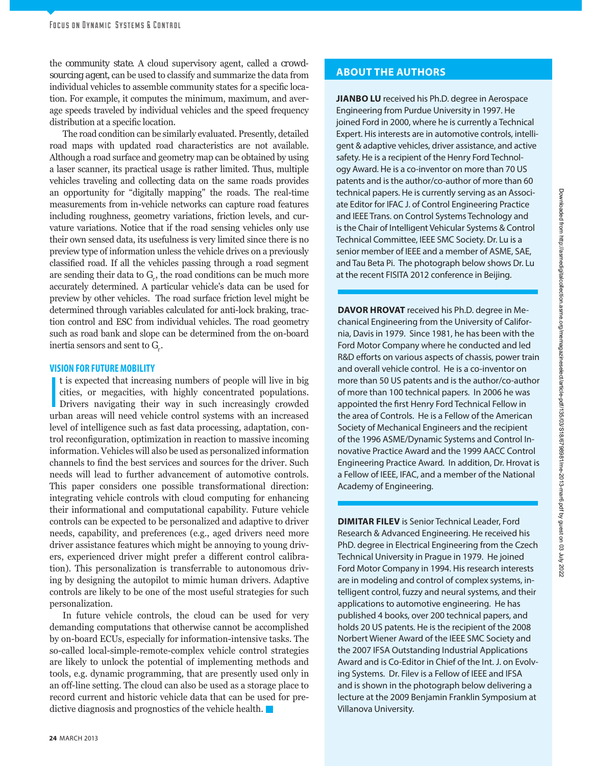the *community state*. A cloud supervisory agent, called a *crowd-sourcing agent*, can be used to classify and summarize the data from individual vehicles to assemble community states for a specific location. For example, it computes the minimum, maximum, and average speeds traveled by individual vehicles and the speed frequency distribution at a specific location.

The road condition can be similarly evaluated. Presently, detailed road maps with updated road characteristics are not available. Although a road surface and geometry map can be obtained by using a laser scanner, its practical usage is rather limited. Thus, multiple vehicles traveling and collecting data on the same roads provides an opportunity for "digitally mapping" the roads. The real-time measurements from in-vehicle networks can capture road features including roughness, geometry variations, friction levels, and curvature variations. Notice that if the road sensing vehicles only use their own sensed data, its usefulness is very limited since there is no preview type of information unless the vehicle drives on a previously classified road. If all the vehicles passing through a road segment are sending their data to $G_r$, the road conditions can be much more accurately determined. A particular vehicle's data can be used for preview by other vehicles. The road surface friction level might be determined through variables calculated for anti-lock braking, traction control and ESC from individual vehicles. The road geometry such as road bank and slope can be determined from the on-board inertia sensors and sent to $G_r$.

## VISION FOR FUTURE MOBILITY

It is expected that increasing numbers of people will live in big cities, or megacities, with highly concentrated populations. Drivers navigating their way in such increasingly crowded urban areas will need vehicle control systems with an increased level of intelligence such as fast data processing, adaptation, control reconfiguration, optimization in reaction to massive incoming information. Vehicles will also be used as personalized information channels to find the best services and sources for the driver. Such needs will lead to further advancement of automotive controls. This paper considers one possible transformational direction: integrating vehicle controls with cloud computing for enhancing their informational and computational capability. Future vehicle controls can be expected to be personalized and adaptive to driver needs, capability, and preferences (e.g., aged drivers need more driver assistance features which might be annoying to young drivers, experienced driver might prefer a different control calibration). This personalization is transferrable to autonomous driving by designing the autopilot to mimic human drivers. Adaptive controls are likely to be one of the most useful strategies for such personalization.

In future vehicle controls, the cloud can be used for very demanding computations that otherwise cannot be accomplished by on-board ECUs, especially for information-intensive tasks. The so-called local-simple-remote-complex vehicle control strategies are likely to unlock the potential of implementing methods and tools, e.g. dynamic programming, that are presently used only in an off-line setting. The cloud can also be used as a storage place to record current and historic vehicle data that can be used for predictive diagnosis and prognostics of the vehicle health.

## ABOUT THE AUTHORS

**JIANBO LU** received his Ph.D. degree in Aerospace Engineering from Purdue University in 1997. He joined Ford in 2000, where he is currently a Technical Expert. His interests are in automotive controls, intelligent & adaptive vehicles, driver assistance, and active safety. He is a recipient of the Henry Ford Technology Award. He is a co-inventor on more than 70 US patents and is the author/co-author of more than 60 technical papers. He is currently serving as an Associate Editor for IFAC J. of Control Engineering Practice and IEEE Trans. on Control Systems Technology and is the Chair of Intelligent Vehicular Systems & Control Technical Committee, IEEE SMC Society. Dr. Lu is a senior member of IEEE and a member of ASME, SAE, and Tau Beta Pi. The photograph below shows Dr. Lu at the recent FISITA 2012 conference in Beijing.

**DAVOR HROVAT** received his Ph.D. degree in Mechanical Engineering from the University of California, Davis in 1979. Since 1981, he has been with the Ford Motor Company where he conducted and led R&D efforts on various aspects of chassis, power train and overall vehicle control. He is a co-inventor on more than 50 US patents and is the author/co-author of more than 100 technical papers. In 2006 he was appointed the first Henry Ford Technical Fellow in the area of Controls. He is a Fellow of the American Society of Mechanical Engineers and the recipient of the 1996 ASME/Dynamic Systems and Control Innovative Practice Award and the 1999 AACC Control Engineering Practice Award. In addition, Dr. Hrovat is a Fellow of IEEE, IFAC, and a member of the National Academy of Engineering.

**DIMITAR FILEV** is Senior Technical Leader, Ford Research & Advanced Engineering. He received his PhD. degree in Electrical Engineering from the Czech Technical University in Prague in 1979. He joined Ford Motor Company in 1994. His research interests are in modeling and control of complex systems, intelligent control, fuzzy and neural systems, and their applications to automotive engineering. He has published 4 books, over 200 technical papers, and holds 20 US patents. He is the recipient of the 2008 Norbert Wiener Award of the IEEE SMC Society and the 2007 IFSA Outstanding Industrial Applications Award and is Co-Editor in Chief of the Int. J. on Evolving Systems. Dr. Filev is a Fellow of IEEE and IFSA and is shown in the photograph below delivering a lecture at the 2009 Benjamin Franklin Symposium at Villanova University.